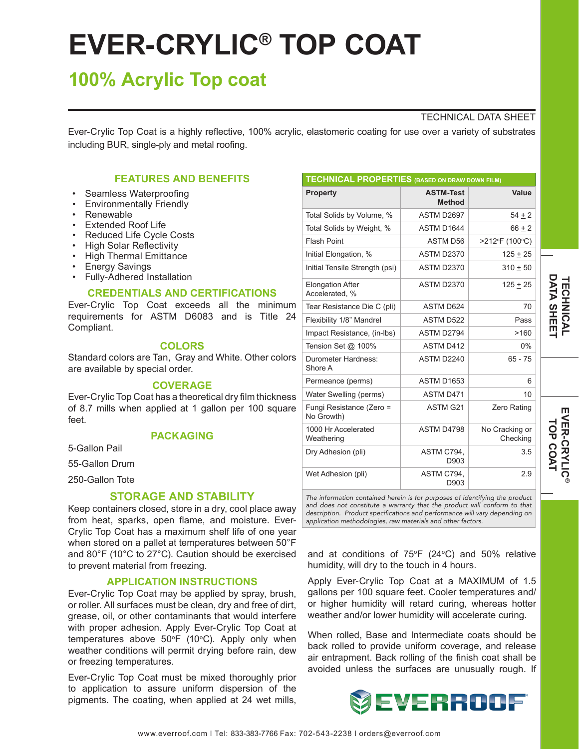# EVER-CRYLIC® TOP COAT

## 100% Acrylic Top coat

TECHNICAL DATA SHEET

Ever-Crylic Top Coat is a highly reflective, 100% acrylic, elastomeric coating for use over a variety of substrates including BUR, single-ply and metal roofing.

### FEATURES AND BENEFITS

- Seamless Waterproofing
- Environmentally Friendly
- Renewable
- Extended Roof Life
- Reduced Life Cycle Costs
- High Solar Reflectivity
- High Thermal Emittance
- Energy Savings
- Fully-Adhered Installation

### CREDENTIALS AND CERTIFICATIONS

Ever-Crylic Top Coat exceeds all the minimum requirements for ASTM D6083 and is Title 24 Compliant.

### COLORS

Standard colors are Tan, Gray and White. Other colors are available by special order.

### COVERAGE

Ever-Crylic Top Coat has a theoretical dry film thickness of 8.7 mills when applied at 1 gallon per 100 square feet.

### PACKAGING

5-Gallon Pail

55-Gallon Drum

250-Gallon Tote

### STORAGE AND STABILITY

Keep containers closed, store in a dry, cool place away from heat, sparks, open flame, and moisture. Ever-Crylic Top Coat has a maximum shelf life of one year when stored on a pallet at temperatures between 50°F and 80°F (10°C to 27°C). Caution should be exercised to prevent material from freezing.

### APPLICATION INSTRUCTIONS

Ever-Crylic Top Coat may be applied by spray, brush, or roller. All surfaces must be clean, dry and free of dirt, grease, oil, or other contaminants that would interfere with proper adhesion. Apply Ever-Crylic Top Coat at temperatures above 50°F (10°C). Apply only when weather conditions will permit drying before rain, dew or freezing temperatures.

Ever-Crylic Top Coat must be mixed thoroughly prior to application to assure uniform dispersion of the pigments. The coating, when applied at 24 wet mills, and at conditions of 75°F (24°C) and 50% relative humidity, will dry to the touch in 4 hours.

Apply Ever-Crylic Top Coat at a MAXIMUM of 1.5 gallons per 100 square feet. Cooler temperatures and/or higher humidity will retard curing, whereas hotter weather and/or lower humidity will accelerate curing.

When rolled, Base and Intermediate coats should be back rolled to provide uniform coverage, and release air entrapment. Back rolling of the finish coat shall be avoided unless the surfaces are unusually rough. If

### TECHNICAL PROPERTIES (BASED ON DRAW DOWN FILM)

| Property | ASTM-Test Method | Value |
|---|---|---|
| Total Solids by Volume, % | ASTM D2697 | 54 ± 2 |
| Total Solids by Weight, % | ASTM D1644 | 66 ± 2 |
| Flash Point | ASTM D56 | >212°F (100°C) |
| Initial Elongation, % | ASTM D2370 | 125 ± 25 |
| Initial Tensile Strength (psi) | ASTM D2370 | 310 ± 50 |
| Elongation After Accelerated, % | ASTM D2370 | 125 ± 25 |
| Tear Resistance Die C (pli) | ASTM D624 | 70 |
| Flexibility 1/8" Mandrel | ASTM D522 | Pass |
| Impact Resistance, (in-lbs) | ASTM D2794 | >160 |
| Tension Set @ 100% | ASTM D412 | 0% |
| Durometer Hardness: Shore A | ASTM D2240 | 65 - 75 |
| Permeance (perms) | ASTM D1653 | 6 |
| Water Swelling (perms) | ASTM D471 | 10 |
| Fungi Resistance (Zero = No Growth) | ASTM G21 | Zero Rating |
| 1000 Hr Accelerated Weathering | ASTM D4798 | No Cracking or Checking |
| Dry Adhesion (pli) | ASTM C794, D903 | 3.5 |
| Wet Adhesion (pli) | ASTM C794, D903 | 2.9 |

*The information contained herein is for purposes of identifying the product and does not constitute a warranty that the product will conform to that description. Product specifications and performance will vary depending on application methodologies, raw materials and other factors.*

EVERROOF

www.everroof.com I Tel: 833-383-7766 Fax: 702-543-2238 I orders@everroof.com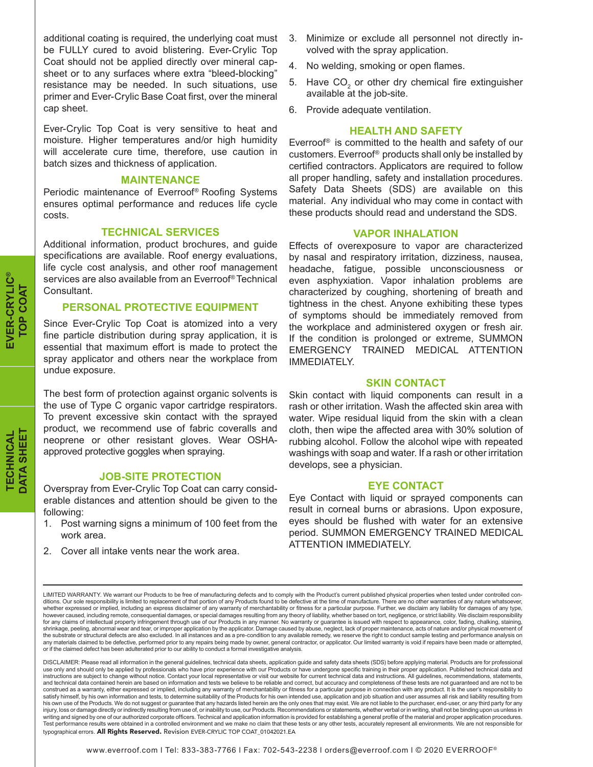additional coating is required, the underlying coat must be FULLY cured to avoid blistering. Ever-Crylic Top Coat should not be applied directly over mineral capsheet or to any surfaces where extra "bleed-blocking" resistance may be needed. In such situations, use primer and Ever-Crylic Base Coat first, over the mineral cap sheet.

Ever-Crylic Top Coat is very sensitive to heat and moisture. Higher temperatures and/or high humidity will accelerate cure time, therefore, use caution in batch sizes and thickness of application.

## MAINTENANCE

Periodic maintenance of Everroof® Roofing Systems ensures optimal performance and reduces life cycle costs.

## TECHNICAL SERVICES

Additional information, product brochures, and guide specifications are available. Roof energy evaluations, life cycle cost analysis, and other roof management services are also available from an Everroof® Technical Consultant.

## PERSONAL PROTECTIVE EQUIPMENT

Since Ever-Crylic Top Coat is atomized into a very fine particle distribution during spray application, it is essential that maximum effort is made to protect the spray applicator and others near the workplace from undue exposure.

The best form of protection against organic solvents is the use of Type C organic vapor cartridge respirators. To prevent excessive skin contact with the sprayed product, we recommend use of fabric coveralls and neoprene or other resistant gloves. Wear OSHA-approved protective goggles when spraying.

## JOB-SITE PROTECTION

Overspray from Ever-Crylic Top Coat can carry considerable distances and attention should be given to the following:

1. Post warning signs a minimum of 100 feet from the work area.
2. Cover all intake vents near the work area.
3. Minimize or exclude all personnel not directly involved with the spray application.
4. No welding, smoking or open flames.
5. Have $CO_2$ or other dry chemical fire extinguisher available at the job-site.
6. Provide adequate ventilation.

## HEALTH AND SAFETY

Everroof® is committed to the health and safety of our customers. Everroof® products shall only be installed by certified contractors. Applicators are required to follow all proper handling, safety and installation procedures. Safety Data Sheets (SDS) are available on this material. Any individual who may come in contact with these products should read and understand the SDS.

## VAPOR INHALATION

Effects of overexposure to vapor are characterized by nasal and respiratory irritation, dizziness, nausea, headache, fatigue, possible unconsciousness or even asphyxiation. Vapor inhalation problems are characterized by coughing, shortening of breath and tightness in the chest. Anyone exhibiting these types of symptoms should be immediately removed from the workplace and administered oxygen or fresh air. If the condition is prolonged or extreme, SUMMON EMERGENCY TRAINED MEDICAL ATTENTION IMMEDIATELY.

## SKIN CONTACT

Skin contact with liquid components can result in a rash or other irritation. Wash the affected skin area with water. Wipe residual liquid from the skin with a clean cloth, then wipe the affected area with 30% solution of rubbing alcohol. Follow the alcohol wipe with repeated washings with soap and water. If a rash or other irritation develops, see a physician.

## EYE CONTACT

Eye Contact with liquid or sprayed components can result in corneal burns or abrasions. Upon exposure, eyes should be flushed with water for an extensive period. SUMMON EMERGENCY TRAINED MEDICAL ATTENTION IMMEDIATELY.

---

LIMITED WARRANTY. We warrant our Products to be free of manufacturing defects and to comply with the Product's current published physical properties when tested under controlled conditions. Our sole responsibility is limited to replacement of that portion of any Products found to be defective at the time of manufacture. There are no other warranties of any nature whatsoever, whether expressed or implied, including an express disclaimer of any warranty of merchantability or fitness for a particular purpose. Further, we disclaim any liability for damages of any type, however caused, including remote, consequential damages, or special damages resulting from any theory of liability, whether based on tort, negligence, or strict liability. We disclaim responsibility for any claims of intellectual property infringement through use of our Products in any manner. No warranty or guarantee is issued with respect to appearance, color, fading, chalking, staining, shrinkage, peeling, abnormal wear and tear, or improper application by the applicator. Damage caused by abuse, neglect, lack of proper maintenance, acts of nature and/or physical movement of the substrate or structural defects are also excluded. In all instances and as a pre-condition to any available remedy, we reserve the right to conduct sample testing and performance analysis on any materials claimed to be defective, performed prior to any repairs being made by owner, general contractor, or applicator. Our limited warranty is void if repairs have been made or attempted, or if the claimed defect has been adulterated prior to our ability to conduct a formal investigative analysis.

DISCLAIMER: Please read all information in the general guidelines, technical data sheets, application guide and safety data sheets (SDS) before applying material. Products are for professional use only and should only be applied by professionals who have prior experience with our Products or have undergone specific training in their proper application. Published technical data and instructions are subject to change without notice. Contact your local representative or visit our website for current technical data and instructions. All guidelines, recommendations, statements, and technical data contained herein are based on information and tests we believe to be reliable and correct, but accuracy and completeness of these tests are not guaranteed and are not to be construed as a warranty, either expressed or implied, including any warranty of merchantability or fitness for a particular purpose in connection with any product. It is the user's responsibility to satisfy himself, by his own information and tests, to determine suitability of the Products for his own intended use, application and job situation and user assumes all risk and liability resulting from his own use of the Products. We do not suggest or guarantee that any hazards listed herein are the only ones that may exist. We are not liable to the purchaser, end-user, or any third party for any injury, loss or damage directly or indirectly resulting from use of, or inability to use, our Products. Recommendations or statements, whether verbal or in writing, shall not be binding upon us unless in writing and signed by one of our authorized corporate officers. Technical and application information is provided for establishing a general profile of the material and proper application procedures. Test performance results were obtained in a controlled environment and we make no claim that these tests or any other tests, accurately represent all environments. We are not responsible for typographical errors. **All Rights Reserved.** Revision EVER-CRYLIC TOP COAT_01042021.EA

www.everroof.com I Tel: 833-383-7766 I Fax: 702-543-2238 I orders@everroof.com I © 2020 EVERROOF®